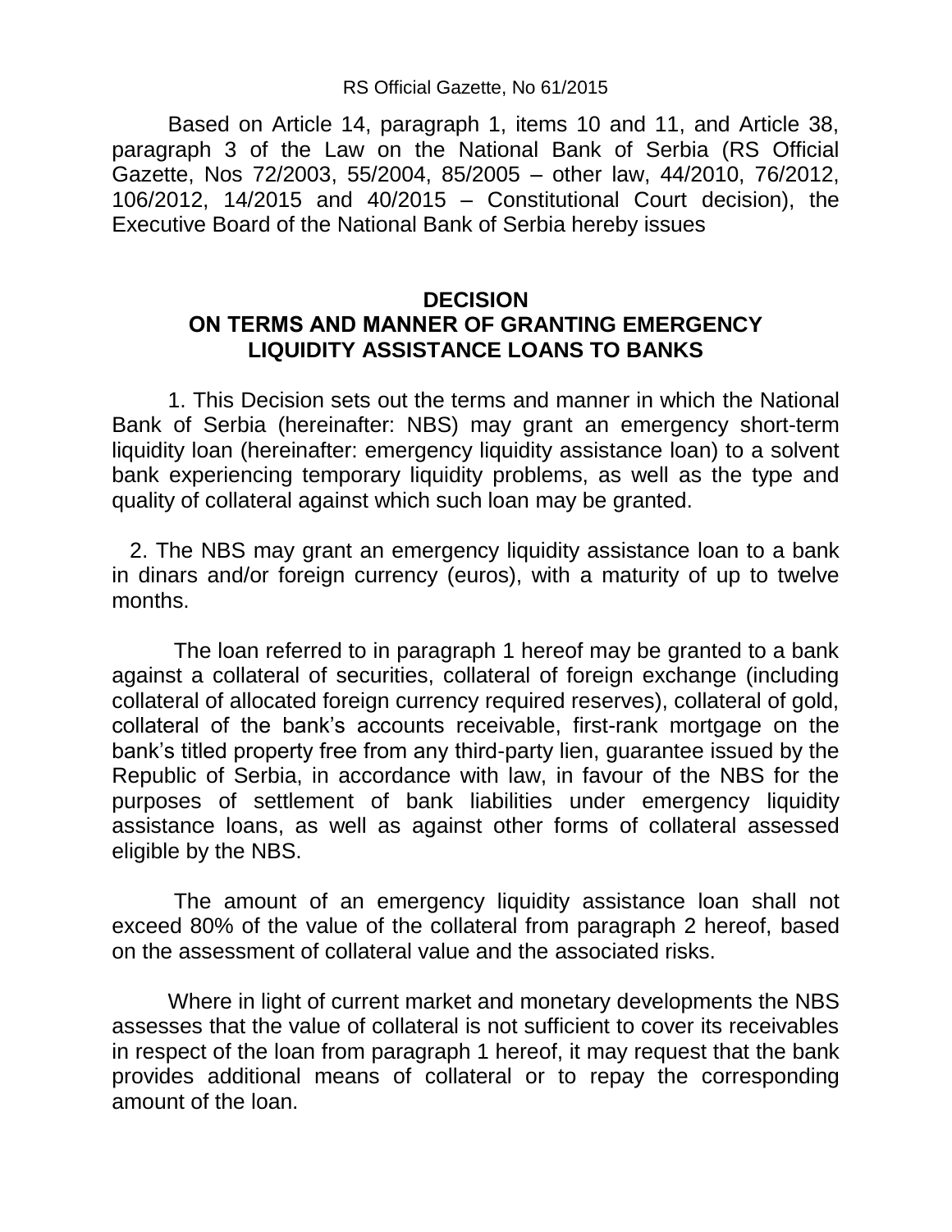RS Official Gazette, No 61/2015

Based on Article 14, paragraph 1, items 10 and 11, and Article 38, paragraph 3 of the Law on the National Bank of Serbia (RS Official Gazette, Nos 72/2003, 55/2004, 85/2005 – other law, 44/2010, 76/2012, 106/2012, 14/2015 and 40/2015 – Constitutional Court decision), the Executive Board of the National Bank of Serbia hereby issues

# DECISION
# ON TERMS AND MANNER OF GRANTING EMERGENCY LIQUIDITY ASSISTANCE LOANS TO BANKS

1. This Decision sets out the terms and manner in which the National Bank of Serbia (hereinafter: NBS) may grant an emergency short-term liquidity loan (hereinafter: emergency liquidity assistance loan) to a solvent bank experiencing temporary liquidity problems, as well as the type and quality of collateral against which such loan may be granted.

2. The NBS may grant an emergency liquidity assistance loan to a bank in dinars and/or foreign currency (euros), with a maturity of up to twelve months.

The loan referred to in paragraph 1 hereof may be granted to a bank against a collateral of securities, collateral of foreign exchange (including collateral of allocated foreign currency required reserves), collateral of gold, collateral of the bank's accounts receivable, first-rank mortgage on the bank's titled property free from any third-party lien, guarantee issued by the Republic of Serbia, in accordance with law, in favour of the NBS for the purposes of settlement of bank liabilities under emergency liquidity assistance loans, as well as against other forms of collateral assessed eligible by the NBS.

The amount of an emergency liquidity assistance loan shall not exceed 80% of the value of the collateral from paragraph 2 hereof, based on the assessment of collateral value and the associated risks.

Where in light of current market and monetary developments the NBS assesses that the value of collateral is not sufficient to cover its receivables in respect of the loan from paragraph 1 hereof, it may request that the bank provides additional means of collateral or to repay the corresponding amount of the loan.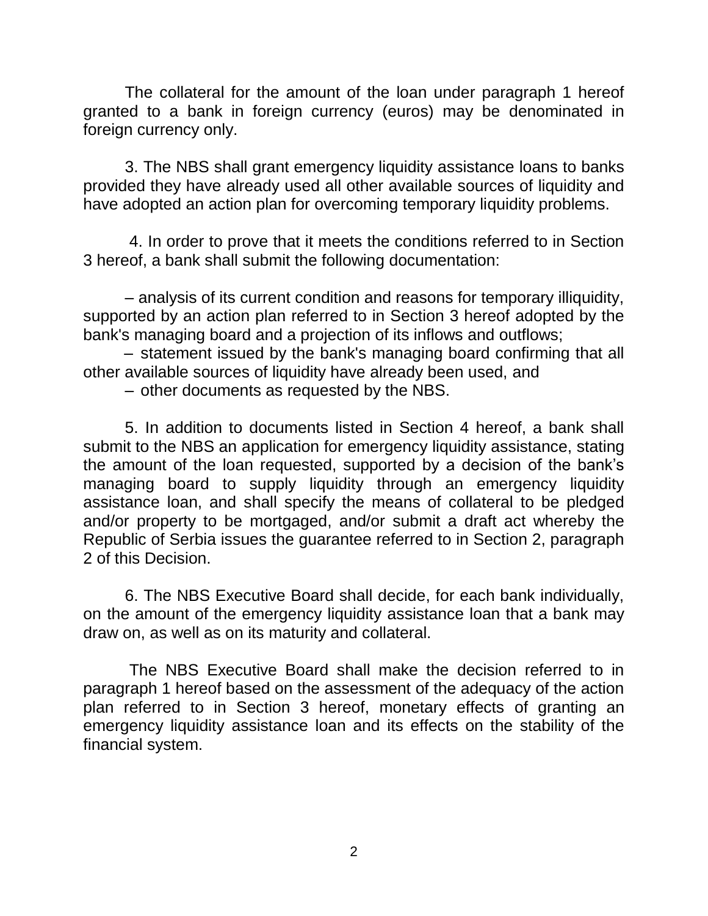The collateral for the amount of the loan under paragraph 1 hereof granted to a bank in foreign currency (euros) may be denominated in foreign currency only.

3. The NBS shall grant emergency liquidity assistance loans to banks provided they have already used all other available sources of liquidity and have adopted an action plan for overcoming temporary liquidity problems.

4. In order to prove that it meets the conditions referred to in Section 3 hereof, a bank shall submit the following documentation:

– analysis of its current condition and reasons for temporary illiquidity, supported by an action plan referred to in Section 3 hereof adopted by the bank's managing board and a projection of its inflows and outflows;

– statement issued by the bank's managing board confirming that all other available sources of liquidity have already been used, and

– other documents as requested by the NBS.

5. In addition to documents listed in Section 4 hereof, a bank shall submit to the NBS an application for emergency liquidity assistance, stating the amount of the loan requested, supported by a decision of the bank's managing board to supply liquidity through an emergency liquidity assistance loan, and shall specify the means of collateral to be pledged and/or property to be mortgaged, and/or submit a draft act whereby the Republic of Serbia issues the guarantee referred to in Section 2, paragraph 2 of this Decision.

6. The NBS Executive Board shall decide, for each bank individually, on the amount of the emergency liquidity assistance loan that a bank may draw on, as well as on its maturity and collateral.

The NBS Executive Board shall make the decision referred to in paragraph 1 hereof based on the assessment of the adequacy of the action plan referred to in Section 3 hereof, monetary effects of granting an emergency liquidity assistance loan and its effects on the stability of the financial system.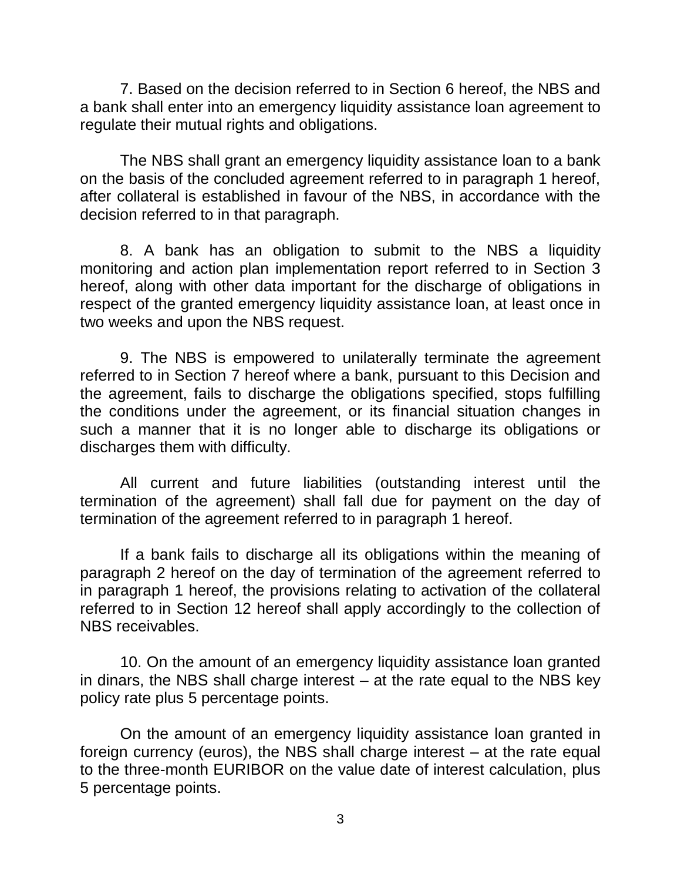7. Based on the decision referred to in Section 6 hereof, the NBS and a bank shall enter into an emergency liquidity assistance loan agreement to regulate their mutual rights and obligations.

The NBS shall grant an emergency liquidity assistance loan to a bank on the basis of the concluded agreement referred to in paragraph 1 hereof, after collateral is established in favour of the NBS, in accordance with the decision referred to in that paragraph.

8. A bank has an obligation to submit to the NBS a liquidity monitoring and action plan implementation report referred to in Section 3 hereof, along with other data important for the discharge of obligations in respect of the granted emergency liquidity assistance loan, at least once in two weeks and upon the NBS request.

9. The NBS is empowered to unilaterally terminate the agreement referred to in Section 7 hereof where a bank, pursuant to this Decision and the agreement, fails to discharge the obligations specified, stops fulfilling the conditions under the agreement, or its financial situation changes in such a manner that it is no longer able to discharge its obligations or discharges them with difficulty.

All current and future liabilities (outstanding interest until the termination of the agreement) shall fall due for payment on the day of termination of the agreement referred to in paragraph 1 hereof.

If a bank fails to discharge all its obligations within the meaning of paragraph 2 hereof on the day of termination of the agreement referred to in paragraph 1 hereof, the provisions relating to activation of the collateral referred to in Section 12 hereof shall apply accordingly to the collection of NBS receivables.

10. On the amount of an emergency liquidity assistance loan granted in dinars, the NBS shall charge interest – at the rate equal to the NBS key policy rate plus 5 percentage points.

On the amount of an emergency liquidity assistance loan granted in foreign currency (euros), the NBS shall charge interest – at the rate equal to the three-month EURIBOR on the value date of interest calculation, plus 5 percentage points.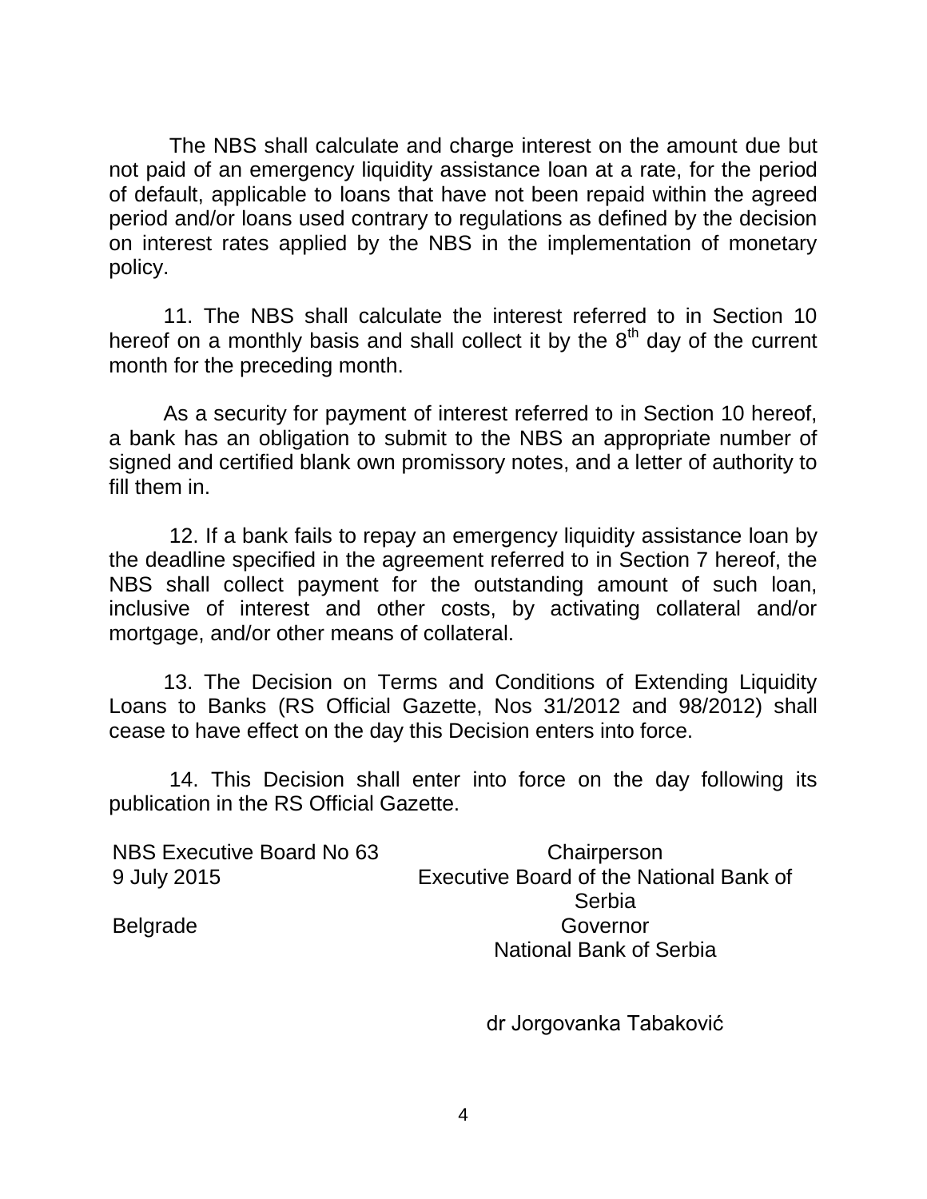The NBS shall calculate and charge interest on the amount due but not paid of an emergency liquidity assistance loan at a rate, for the period of default, applicable to loans that have not been repaid within the agreed period and/or loans used contrary to regulations as defined by the decision on interest rates applied by the NBS in the implementation of monetary policy.

11. The NBS shall calculate the interest referred to in Section 10 hereof on a monthly basis and shall collect it by the 8th day of the current month for the preceding month.

As a security for payment of interest referred to in Section 10 hereof, a bank has an obligation to submit to the NBS an appropriate number of signed and certified blank own promissory notes, and a letter of authority to fill them in.

12. If a bank fails to repay an emergency liquidity assistance loan by the deadline specified in the agreement referred to in Section 7 hereof, the NBS shall collect payment for the outstanding amount of such loan, inclusive of interest and other costs, by activating collateral and/or mortgage, and/or other means of collateral.

13. The Decision on Terms and Conditions of Extending Liquidity Loans to Banks (RS Official Gazette, Nos 31/2012 and 98/2012) shall cease to have effect on the day this Decision enters into force.

14. This Decision shall enter into force on the day following its publication in the RS Official Gazette.

NBS Executive Board No 63
9 July 2015
Belgrade

Chairperson
Executive Board of the National Bank of Serbia
Governor
National Bank of Serbia

dr Jorgovanka Tabaković